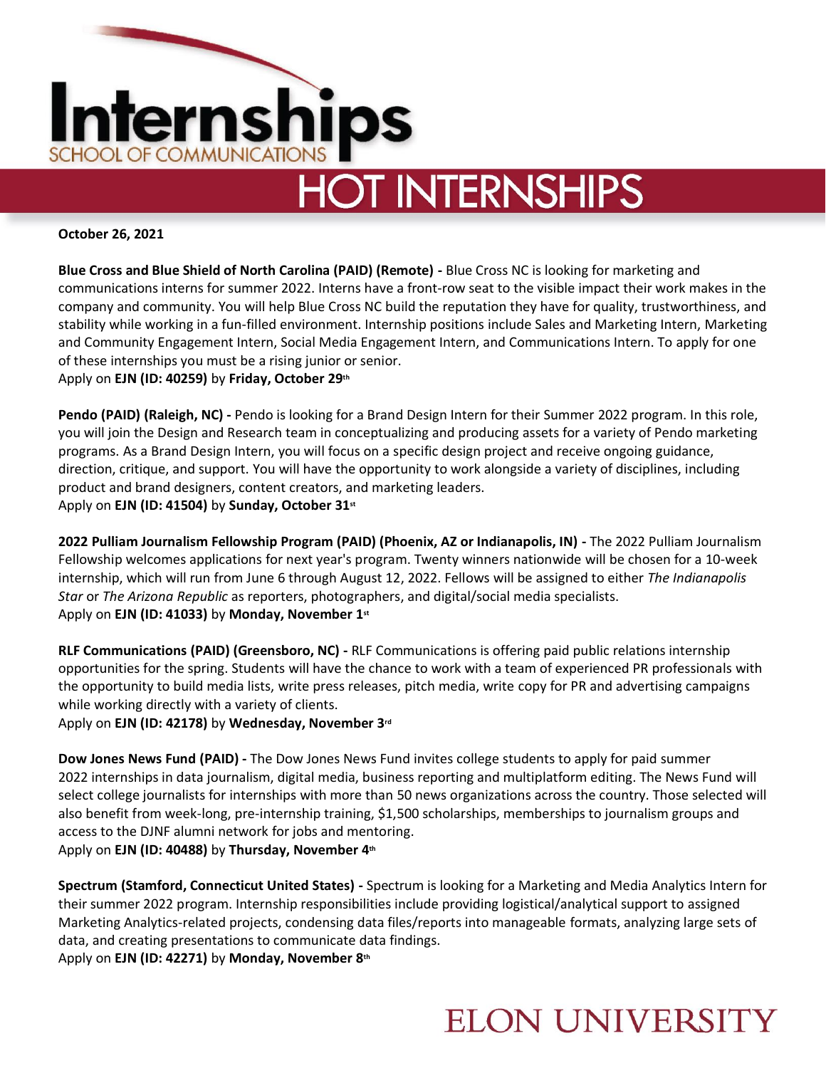# Internships

SCHOOL OF COMMUNICATIONS

## HOT INTERNSHIPS

**October 26, 2021**

**Blue Cross and Blue Shield of North Carolina (PAID) (Remote) -** Blue Cross NC is looking for marketing and communications interns for summer 2022. Interns have a front-row seat to the visible impact their work makes in the company and community. You will help Blue Cross NC build the reputation they have for quality, trustworthiness, and stability while working in a fun-filled environment. Internship positions include Sales and Marketing Intern, Marketing and Community Engagement Intern, Social Media Engagement Intern, and Communications Intern. To apply for one of these internships you must be a rising junior or senior.
Apply on **EJN (ID: 40259)** by **Friday, October 29th**

**Pendo (PAID) (Raleigh, NC) -** Pendo is looking for a Brand Design Intern for their Summer 2022 program. In this role, you will join the Design and Research team in conceptualizing and producing assets for a variety of Pendo marketing programs. As a Brand Design Intern, you will focus on a specific design project and receive ongoing guidance, direction, critique, and support. You will have the opportunity to work alongside a variety of disciplines, including product and brand designers, content creators, and marketing leaders.
Apply on **EJN (ID: 41504)** by **Sunday, October 31st**

**2022 Pulliam Journalism Fellowship Program (PAID) (Phoenix, AZ or Indianapolis, IN) -** The 2022 Pulliam Journalism Fellowship welcomes applications for next year's program. Twenty winners nationwide will be chosen for a 10-week internship, which will run from June 6 through August 12, 2022. Fellows will be assigned to either *The Indianapolis Star* or *The Arizona Republic* as reporters, photographers, and digital/social media specialists.
Apply on **EJN (ID: 41033)** by **Monday, November 1st**

**RLF Communications (PAID) (Greensboro, NC) -** RLF Communications is offering paid public relations internship opportunities for the spring. Students will have the chance to work with a team of experienced PR professionals with the opportunity to build media lists, write press releases, pitch media, write copy for PR and advertising campaigns while working directly with a variety of clients.
Apply on **EJN (ID: 42178)** by **Wednesday, November 3rd**

**Dow Jones News Fund (PAID) -** The Dow Jones News Fund invites college students to apply for paid summer 2022 internships in data journalism, digital media, business reporting and multiplatform editing. The News Fund will select college journalists for internships with more than 50 news organizations across the country. Those selected will also benefit from week-long, pre-internship training, $1,500 scholarships, memberships to journalism groups and access to the DJNF alumni network for jobs and mentoring.
Apply on **EJN (ID: 40488)** by **Thursday, November 4th**

**Spectrum (Stamford, Connecticut United States) -** Spectrum is looking for a Marketing and Media Analytics Intern for their summer 2022 program. Internship responsibilities include providing logistical/analytical support to assigned Marketing Analytics-related projects, condensing data files/reports into manageable formats, analyzing large sets of data, and creating presentations to communicate data findings.
Apply on **EJN (ID: 42271)** by **Monday, November 8th**

ELON UNIVERSITY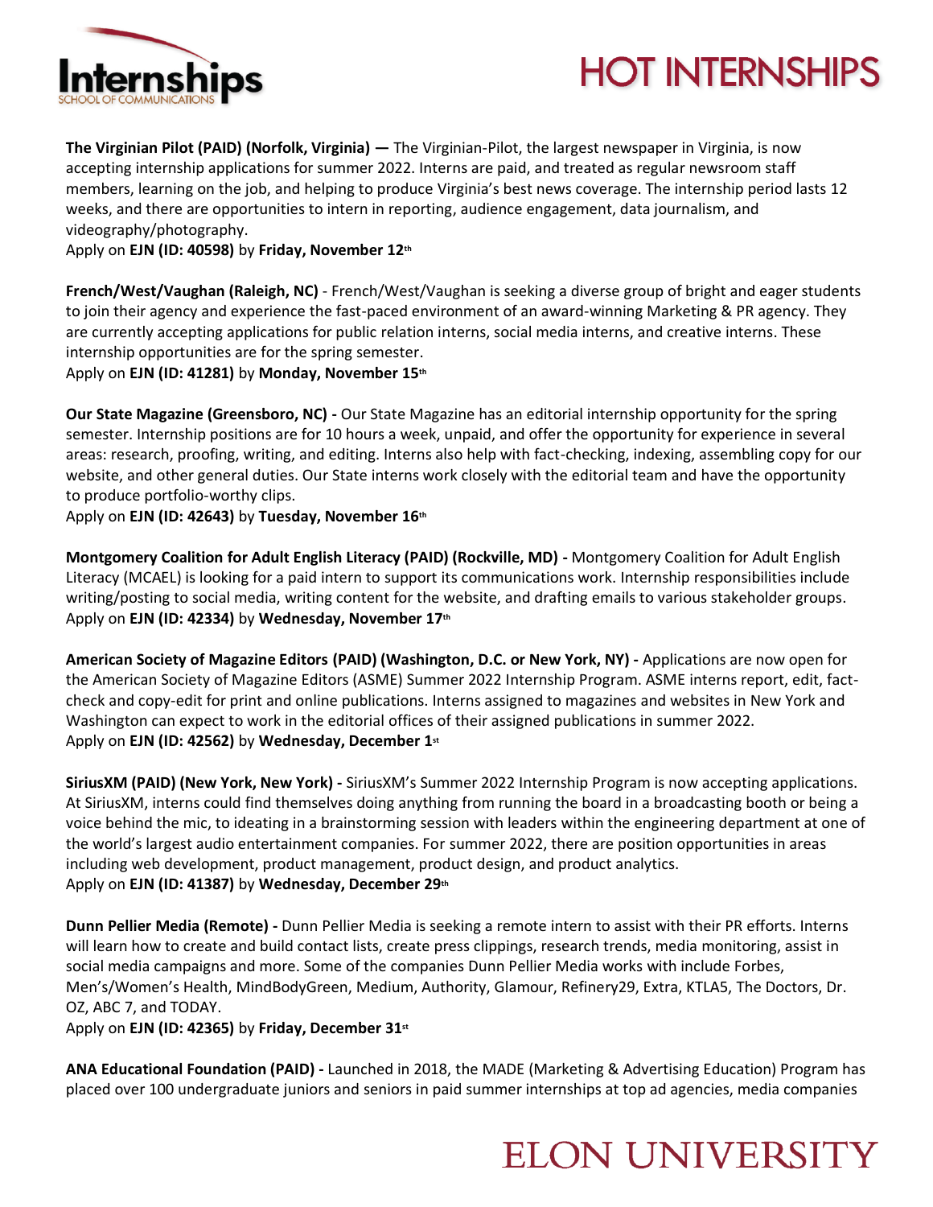**The Virginian Pilot (PAID) (Norfolk, Virginia) —** The Virginian-Pilot, the largest newspaper in Virginia, is now accepting internship applications for summer 2022. Interns are paid, and treated as regular newsroom staff members, learning on the job, and helping to produce Virginia's best news coverage. The internship period lasts 12 weeks, and there are opportunities to intern in reporting, audience engagement, data journalism, and videography/photography.
Apply on **EJN (ID: 40598)** by **Friday, November 12th**

**French/West/Vaughan (Raleigh, NC)** - French/West/Vaughan is seeking a diverse group of bright and eager students to join their agency and experience the fast-paced environment of an award-winning Marketing & PR agency. They are currently accepting applications for public relation interns, social media interns, and creative interns. These internship opportunities are for the spring semester.
Apply on **EJN (ID: 41281)** by **Monday, November 15th**

**Our State Magazine (Greensboro, NC) -** Our State Magazine has an editorial internship opportunity for the spring semester. Internship positions are for 10 hours a week, unpaid, and offer the opportunity for experience in several areas: research, proofing, writing, and editing. Interns also help with fact-checking, indexing, assembling copy for our website, and other general duties. Our State interns work closely with the editorial team and have the opportunity to produce portfolio-worthy clips.
Apply on **EJN (ID: 42643)** by **Tuesday, November 16th**

**Montgomery Coalition for Adult English Literacy (PAID) (Rockville, MD) -** Montgomery Coalition for Adult English Literacy (MCAEL) is looking for a paid intern to support its communications work. Internship responsibilities include writing/posting to social media, writing content for the website, and drafting emails to various stakeholder groups.
Apply on **EJN (ID: 42334)** by **Wednesday, November 17th**

**American Society of Magazine Editors (PAID) (Washington, D.C. or New York, NY) -** Applications are now open for the American Society of Magazine Editors (ASME) Summer 2022 Internship Program. ASME interns report, edit, fact-check and copy-edit for print and online publications. Interns assigned to magazines and websites in New York and Washington can expect to work in the editorial offices of their assigned publications in summer 2022.
Apply on **EJN (ID: 42562)** by **Wednesday, December 1st**

**SiriusXM (PAID) (New York, New York) -** SiriusXM's Summer 2022 Internship Program is now accepting applications. At SiriusXM, interns could find themselves doing anything from running the board in a broadcasting booth or being a voice behind the mic, to ideating in a brainstorming session with leaders within the engineering department at one of the world's largest audio entertainment companies. For summer 2022, there are position opportunities in areas including web development, product management, product design, and product analytics.
Apply on **EJN (ID: 41387)** by **Wednesday, December 29th**

**Dunn Pellier Media (Remote) -** Dunn Pellier Media is seeking a remote intern to assist with their PR efforts. Interns will learn how to create and build contact lists, create press clippings, research trends, media monitoring, assist in social media campaigns and more. Some of the companies Dunn Pellier Media works with include Forbes, Men's/Women's Health, MindBodyGreen, Medium, Authority, Glamour, Refinery29, Extra, KTLA5, The Doctors, Dr. OZ, ABC 7, and TODAY.
Apply on **EJN (ID: 42365)** by **Friday, December 31st**

**ANA Educational Foundation (PAID) -** Launched in 2018, the MADE (Marketing & Advertising Education) Program has placed over 100 undergraduate juniors and seniors in paid summer internships at top ad agencies, media companies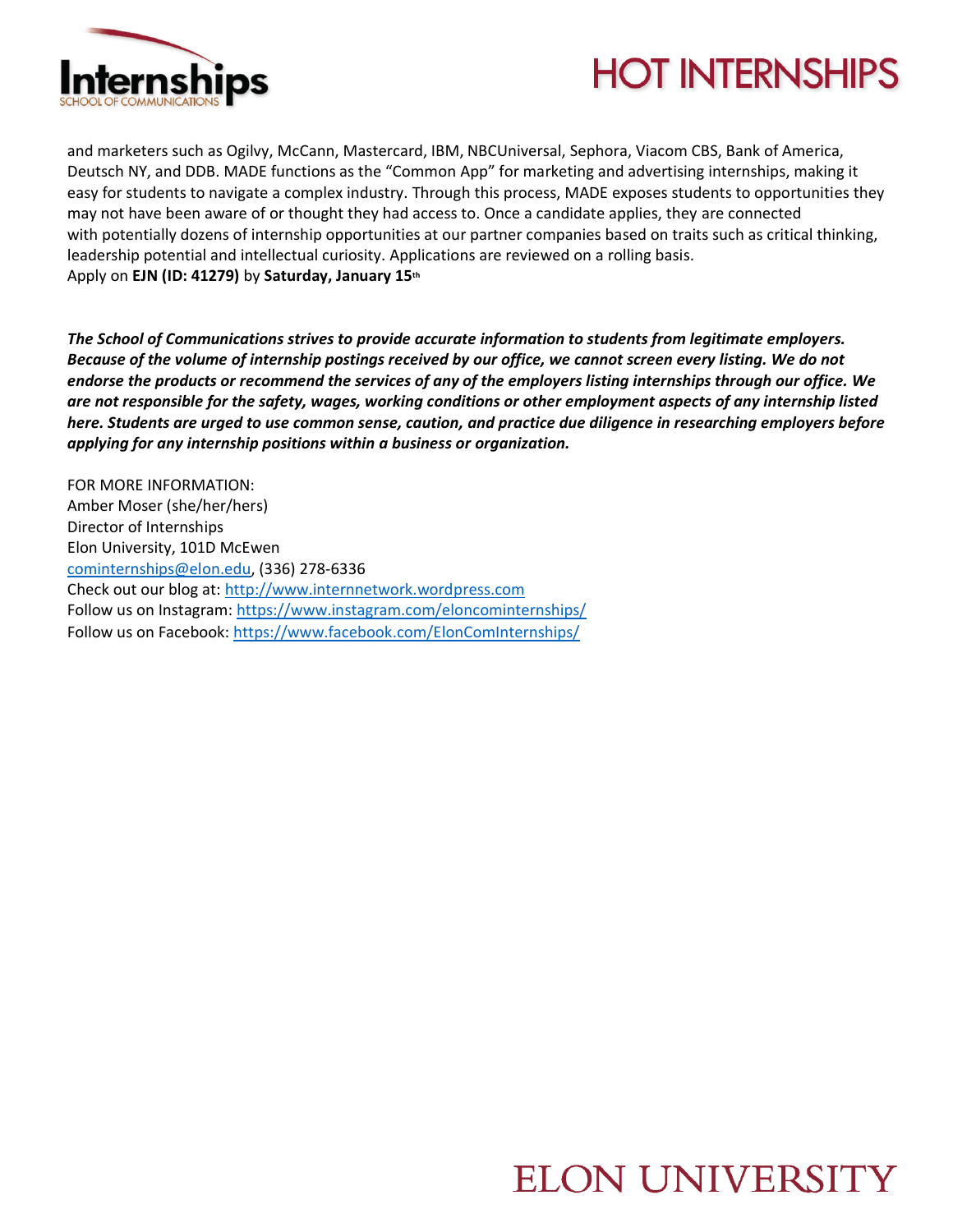and marketers such as Ogilvy, McCann, Mastercard, IBM, NBCUniversal, Sephora, Viacom CBS, Bank of America, Deutsch NY, and DDB. MADE functions as the "Common App" for marketing and advertising internships, making it easy for students to navigate a complex industry. Through this process, MADE exposes students to opportunities they may not have been aware of or thought they had access to. Once a candidate applies, they are connected with potentially dozens of internship opportunities at our partner companies based on traits such as critical thinking, leadership potential and intellectual curiosity. Applications are reviewed on a rolling basis.
Apply on **EJN (ID: 41279)** by **Saturday, January 15th**

***The School of Communications strives to provide accurate information to students from legitimate employers. Because of the volume of internship postings received by our office, we cannot screen every listing. We do not endorse the products or recommend the services of any of the employers listing internships through our office. We are not responsible for the safety, wages, working conditions or other employment aspects of any internship listed here. Students are urged to use common sense, caution, and practice due diligence in researching employers before applying for any internship positions within a business or organization.***

FOR MORE INFORMATION:
Amber Moser (she/her/hers)
Director of Internships
Elon University, 101D McEwen
cominternships@elon.edu, (336) 278-6336
Check out our blog at: http://www.internnetwork.wordpress.com
Follow us on Instagram: https://www.instagram.com/eloncominternships/
Follow us on Facebook: https://www.facebook.com/ElonComInternships/